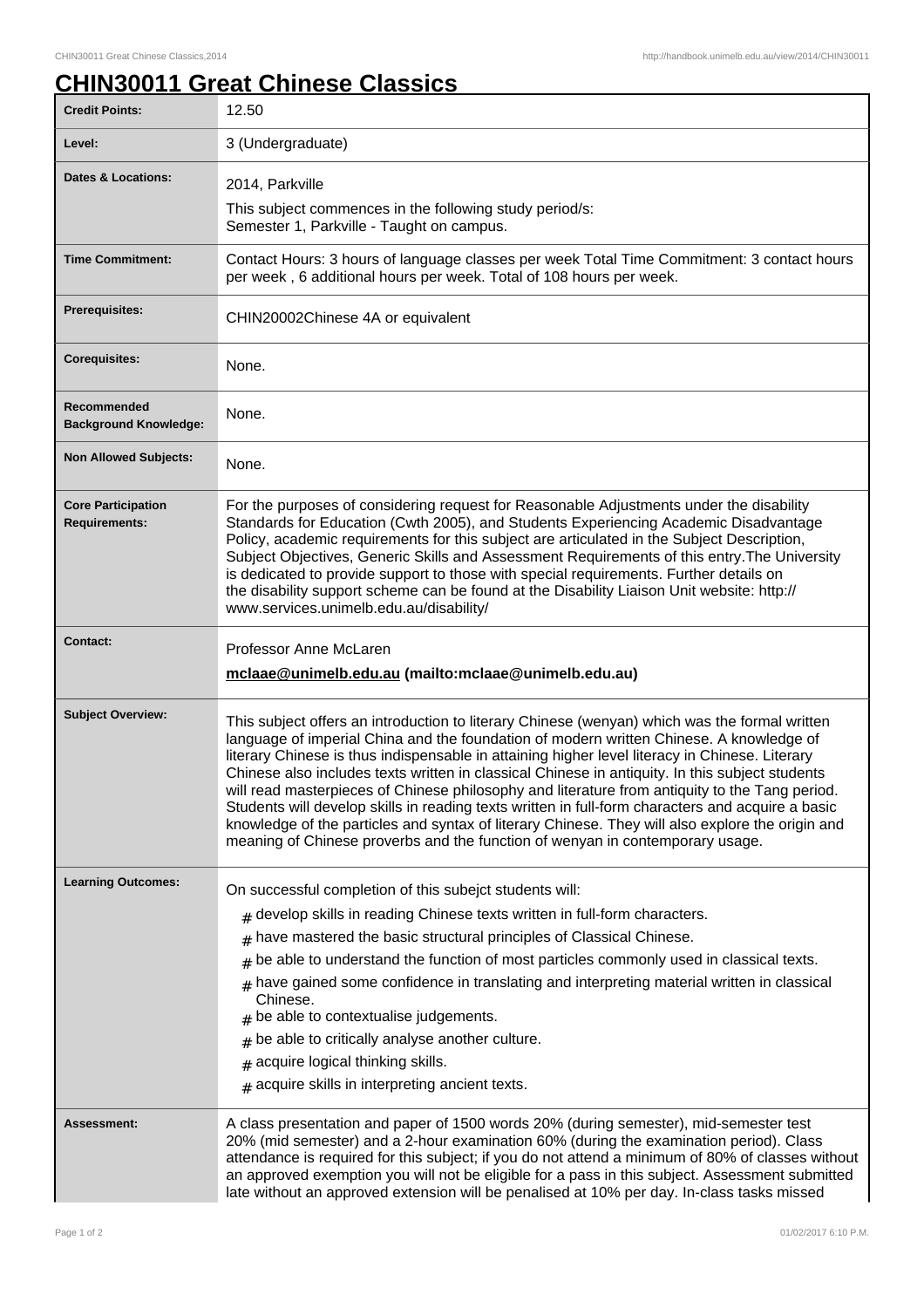# CHIN30011 Great Chinese Classics

| | |
|---|---|
| **Credit Points:** | 12.50 |
| **Level:** | 3 (Undergraduate) |
| **Dates & Locations:** | 2014, Parkville<br>This subject commences in the following study period/s:<br>Semester 1, Parkville - Taught on campus. |
| **Time Commitment:** | Contact Hours: 3 hours of language classes per week Total Time Commitment: 3 contact hours per week , 6 additional hours per week. Total of 108 hours per week. |
| **Prerequisites:** | CHIN20002Chinese 4A or equivalent |
| **Corequisites:** | None. |
| **Recommended Background Knowledge:** | None. |
| **Non Allowed Subjects:** | None. |
| **Core Participation Requirements:** | For the purposes of considering request for Reasonable Adjustments under the disability Standards for Education (Cwth 2005), and Students Experiencing Academic Disadvantage Policy, academic requirements for this subject are articulated in the Subject Description, Subject Objectives, Generic Skills and Assessment Requirements of this entry.The University is dedicated to provide support to those with special requirements. Further details on the disability support scheme can be found at the Disability Liaison Unit website: http://www.services.unimelb.edu.au/disability/ |
| **Contact:** | Professor Anne McLaren<br>**mclaae@unimelb.edu.au (mailto:mclaae@unimelb.edu.au)** |
| **Subject Overview:** | This subject offers an introduction to literary Chinese (wenyan) which was the formal written language of imperial China and the foundation of modern written Chinese. A knowledge of literary Chinese is thus indispensable in attaining higher level literacy in Chinese. Literary Chinese also includes texts written in classical Chinese in antiquity. In this subject students will read masterpieces of Chinese philosophy and literature from antiquity to the Tang period. Students will develop skills in reading texts written in full-form characters and acquire a basic knowledge of the particles and syntax of literary Chinese. They will also explore the origin and meaning of Chinese proverbs and the function of wenyan in contemporary usage. |
| **Learning Outcomes:** | On successful completion of this subejct students will:<br># develop skills in reading Chinese texts written in full-form characters.<br># have mastered the basic structural principles of Classical Chinese.<br># be able to understand the function of most particles commonly used in classical texts.<br># have gained some confidence in translating and interpreting material written in classical Chinese.<br># be able to contextualise judgements.<br># be able to critically analyse another culture.<br># acquire logical thinking skills.<br># acquire skills in interpreting ancient texts. |
| **Assessment:** | A class presentation and paper of 1500 words 20% (during semester), mid-semester test 20% (mid semester) and a 2-hour examination 60% (during the examination period). Class attendance is required for this subject; if you do not attend a minimum of 80% of classes without an approved exemption you will not be eligible for a pass in this subject. Assessment submitted late without an approved extension will be penalised at 10% per day. In-class tasks missed |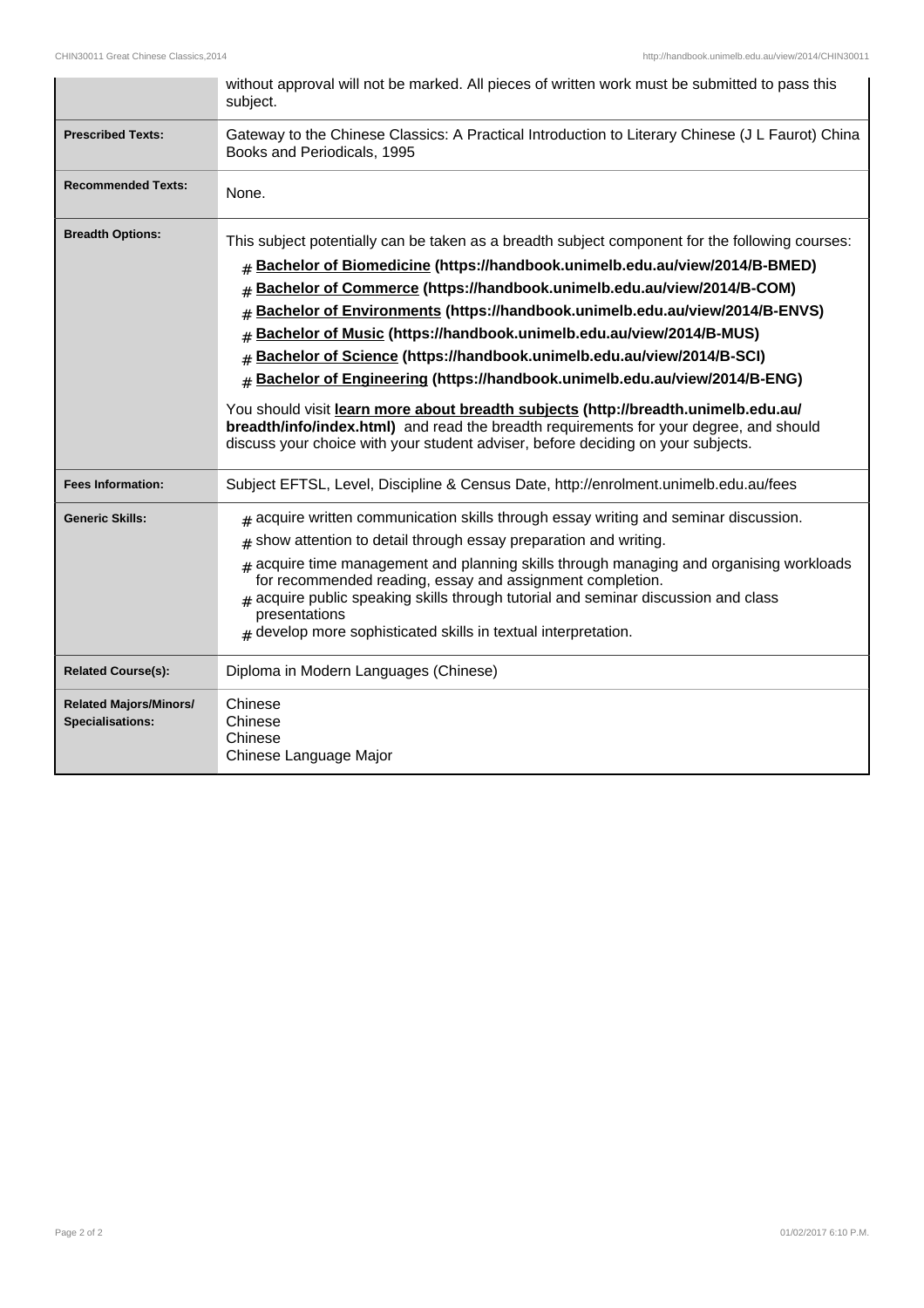| | |
|---|---|
| | without approval will not be marked. All pieces of written work must be submitted to pass this subject. |
| **Prescribed Texts:** | Gateway to the Chinese Classics: A Practical Introduction to Literary Chinese (J L Faurot) China Books and Periodicals, 1995 |
| **Recommended Texts:** | None. |
| **Breadth Options:** | This subject potentially can be taken as a breadth subject component for the following courses: # **Bachelor of Biomedicine (https://handbook.unimelb.edu.au/view/2014/B-BMED)** # **Bachelor of Commerce (https://handbook.unimelb.edu.au/view/2014/B-COM)** # **Bachelor of Environments (https://handbook.unimelb.edu.au/view/2014/B-ENVS)** # **Bachelor of Music (https://handbook.unimelb.edu.au/view/2014/B-MUS)** # **Bachelor of Science (https://handbook.unimelb.edu.au/view/2014/B-SCI)** # **Bachelor of Engineering (https://handbook.unimelb.edu.au/view/2014/B-ENG)** You should visit **learn more about breadth subjects (http://breadth.unimelb.edu.au/breadth/info/index.html)** and read the breadth requirements for your degree, and should discuss your choice with your student adviser, before deciding on your subjects. |
| **Fees Information:** | Subject EFTSL, Level, Discipline & Census Date, http://enrolment.unimelb.edu.au/fees |
| **Generic Skills:** | # acquire written communication skills through essay writing and seminar discussion. # show attention to detail through essay preparation and writing. # acquire time management and planning skills through managing and organising workloads for recommended reading, essay and assignment completion. # acquire public speaking skills through tutorial and seminar discussion and class presentations # develop more sophisticated skills in textual interpretation. |
| **Related Course(s):** | Diploma in Modern Languages (Chinese) |
| **Related Majors/Minors/ Specialisations:** | Chinese Chinese Chinese Chinese Language Major |